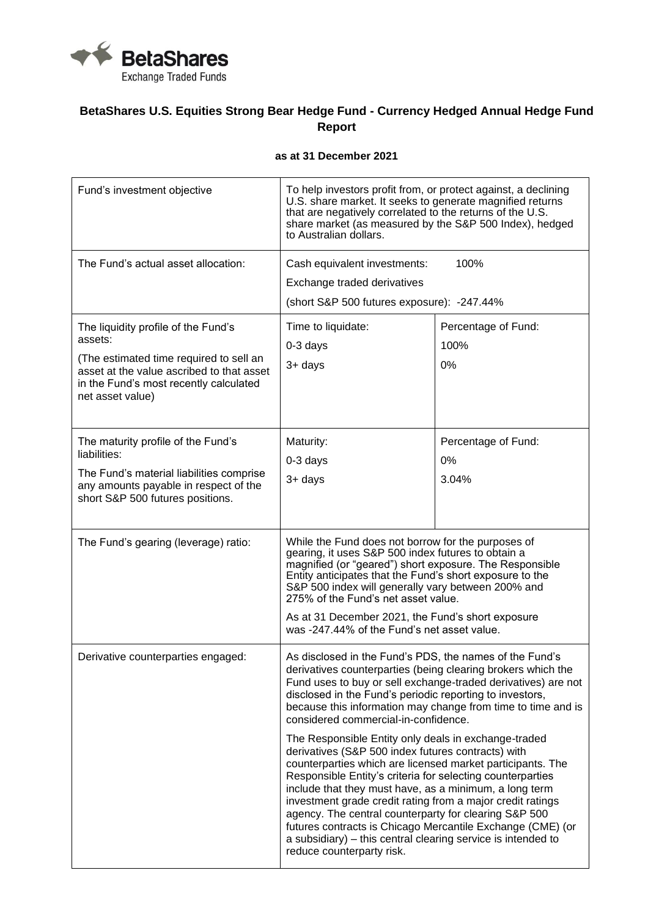BetaShares
Exchange Traded Funds

## BetaShares U.S. Equities Strong Bear Hedge Fund - Currency Hedged Annual Hedge Fund Report

**as at 31 December 2021**

| | | |
|---|---|---|
| Fund's investment objective | To help investors profit from, or protect against, a declining U.S. share market. It seeks to generate magnified returns that are negatively correlated to the returns of the U.S. share market (as measured by the S&P 500 Index), hedged to Australian dollars. | |
| The Fund's actual asset allocation: | Cash equivalent investments: 100%<br>Exchange traded derivatives<br>(short S&P 500 futures exposure): -247.44% | |
| The liquidity profile of the Fund's assets:<br>(The estimated time required to sell an asset at the value ascribed to that asset in the Fund's most recently calculated net asset value) | Time to liquidate:<br>0-3 days<br>3+ days | Percentage of Fund:<br>100%<br>0% |
| The maturity profile of the Fund's liabilities:<br>The Fund's material liabilities comprise any amounts payable in respect of the short S&P 500 futures positions. | Maturity:<br>0-3 days<br>3+ days | Percentage of Fund:<br>0%<br>3.04% |
| The Fund's gearing (leverage) ratio: | While the Fund does not borrow for the purposes of gearing, it uses S&P 500 index futures to obtain a magnified (or "geared") short exposure. The Responsible Entity anticipates that the Fund's short exposure to the S&P 500 index will generally vary between 200% and 275% of the Fund's net asset value.<br>As at 31 December 2021, the Fund's short exposure was -247.44% of the Fund's net asset value. | |
| Derivative counterparties engaged: | As disclosed in the Fund's PDS, the names of the Fund's derivatives counterparties (being clearing brokers which the Fund uses to buy or sell exchange-traded derivatives) are not disclosed in the Fund's periodic reporting to investors, because this information may change from time to time and is considered commercial-in-confidence.<br>The Responsible Entity only deals in exchange-traded derivatives (S&P 500 index futures contracts) with counterparties which are licensed market participants. The Responsible Entity's criteria for selecting counterparties include that they must have, as a minimum, a long term investment grade credit rating from a major credit ratings agency. The central counterparty for clearing S&P 500 futures contracts is Chicago Mercantile Exchange (CME) (or a subsidiary) – this central clearing service is intended to reduce counterparty risk. | |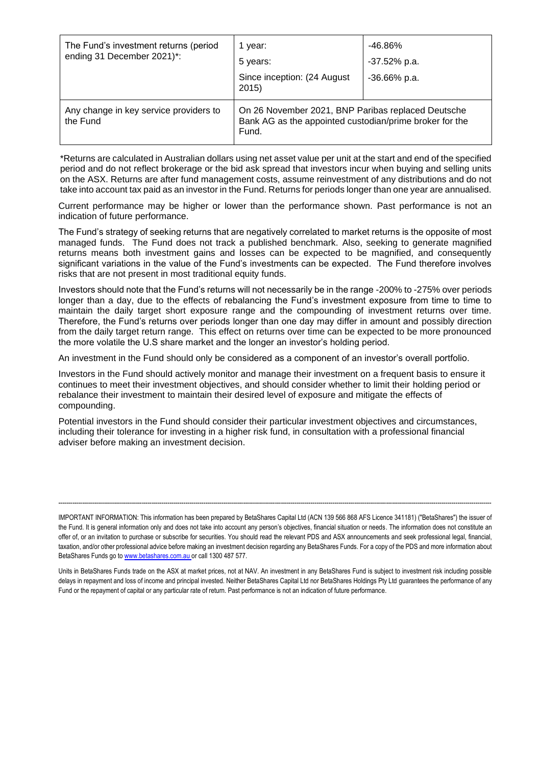| | | |
|---|---|---|
| The Fund's investment returns (period ending 31 December 2021)*: | 1 year:<br>5 years:<br>Since inception: (24 August 2015) | -46.86%<br>-37.52% p.a.<br>-36.66% p.a. |
| Any change in key service providers to the Fund | On 26 November 2021, BNP Paribas replaced Deutsche Bank AG as the appointed custodian/prime broker for the Fund. | |

*Returns are calculated in Australian dollars using net asset value per unit at the start and end of the specified period and do not reflect brokerage or the bid ask spread that investors incur when buying and selling units on the ASX. Returns are after fund management costs, assume reinvestment of any distributions and do not take into account tax paid as an investor in the Fund. Returns for periods longer than one year are annualised.

Current performance may be higher or lower than the performance shown. Past performance is not an indication of future performance.

The Fund's strategy of seeking returns that are negatively correlated to market returns is the opposite of most managed funds. The Fund does not track a published benchmark. Also, seeking to generate magnified returns means both investment gains and losses can be expected to be magnified, and consequently significant variations in the value of the Fund's investments can be expected. The Fund therefore involves risks that are not present in most traditional equity funds.

Investors should note that the Fund's returns will not necessarily be in the range -200% to -275% over periods longer than a day, due to the effects of rebalancing the Fund's investment exposure from time to time to maintain the daily target short exposure range and the compounding of investment returns over time. Therefore, the Fund's returns over periods longer than one day may differ in amount and possibly direction from the daily target return range. This effect on returns over time can be expected to be more pronounced the more volatile the U.S share market and the longer an investor's holding period.

An investment in the Fund should only be considered as a component of an investor's overall portfolio.

Investors in the Fund should actively monitor and manage their investment on a frequent basis to ensure it continues to meet their investment objectives, and should consider whether to limit their holding period or rebalance their investment to maintain their desired level of exposure and mitigate the effects of compounding.

Potential investors in the Fund should consider their particular investment objectives and circumstances, including their tolerance for investing in a higher risk fund, in consultation with a professional financial adviser before making an investment decision.

---

IMPORTANT INFORMATION: This information has been prepared by BetaShares Capital Ltd (ACN 139 566 868 AFS Licence 341181) ("BetaShares") the issuer of the Fund. It is general information only and does not take into account any person's objectives, financial situation or needs. The information does not constitute an offer of, or an invitation to purchase or subscribe for securities. You should read the relevant PDS and ASX announcements and seek professional legal, financial, taxation, and/or other professional advice before making an investment decision regarding any BetaShares Funds. For a copy of the PDS and more information about BetaShares Funds go to www.betashares.com.au or call 1300 487 577.

Units in BetaShares Funds trade on the ASX at market prices, not at NAV. An investment in any BetaShares Fund is subject to investment risk including possible delays in repayment and loss of income and principal invested. Neither BetaShares Capital Ltd nor BetaShares Holdings Pty Ltd guarantees the performance of any Fund or the repayment of capital or any particular rate of return. Past performance is not an indication of future performance.